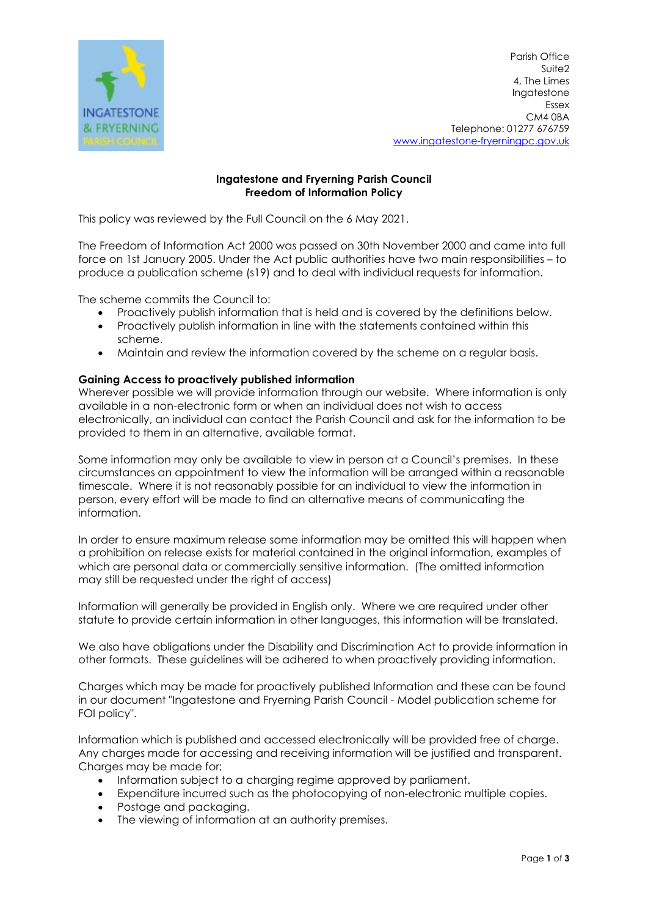Parish Office
Suite2
4, The Limes
Ingatestone
Essex
CM4 0BA
Telephone: 01277 676759
www.ingatestone-fryerningpc.gov.uk

**Ingatestone and Fryerning Parish Council**
**Freedom of Information Policy**

This policy was reviewed by the Full Council on the 6 May 2021.

The Freedom of Information Act 2000 was passed on 30th November 2000 and came into full force on 1st January 2005. Under the Act public authorities have two main responsibilities – to produce a publication scheme (s19) and to deal with individual requests for information.

The scheme commits the Council to:

- Proactively publish information that is held and is covered by the definitions below.
- Proactively publish information in line with the statements contained within this scheme.
- Maintain and review the information covered by the scheme on a regular basis.

**Gaining Access to proactively published information**

Wherever possible we will provide information through our website. Where information is only available in a non-electronic form or when an individual does not wish to access electronically, an individual can contact the Parish Council and ask for the information to be provided to them in an alternative, available format.

Some information may only be available to view in person at a Council's premises. In these circumstances an appointment to view the information will be arranged within a reasonable timescale. Where it is not reasonably possible for an individual to view the information in person, every effort will be made to find an alternative means of communicating the information.

In order to ensure maximum release some information may be omitted this will happen when a prohibition on release exists for material contained in the original information, examples of which are personal data or commercially sensitive information. (The omitted information may still be requested under the right of access)

Information will generally be provided in English only. Where we are required under other statute to provide certain information in other languages, this information will be translated.

We also have obligations under the Disability and Discrimination Act to provide information in other formats. These guidelines will be adhered to when proactively providing information.

Charges which may be made for proactively published Information and these can be found in our document "Ingatestone and Fryerning Parish Council - Model publication scheme for FOI policy".

Information which is published and accessed electronically will be provided free of charge. Any charges made for accessing and receiving information will be justified and transparent. Charges may be made for;

- Information subject to a charging regime approved by parliament.
- Expenditure incurred such as the photocopying of non-electronic multiple copies.
- Postage and packaging.
- The viewing of information at an authority premises.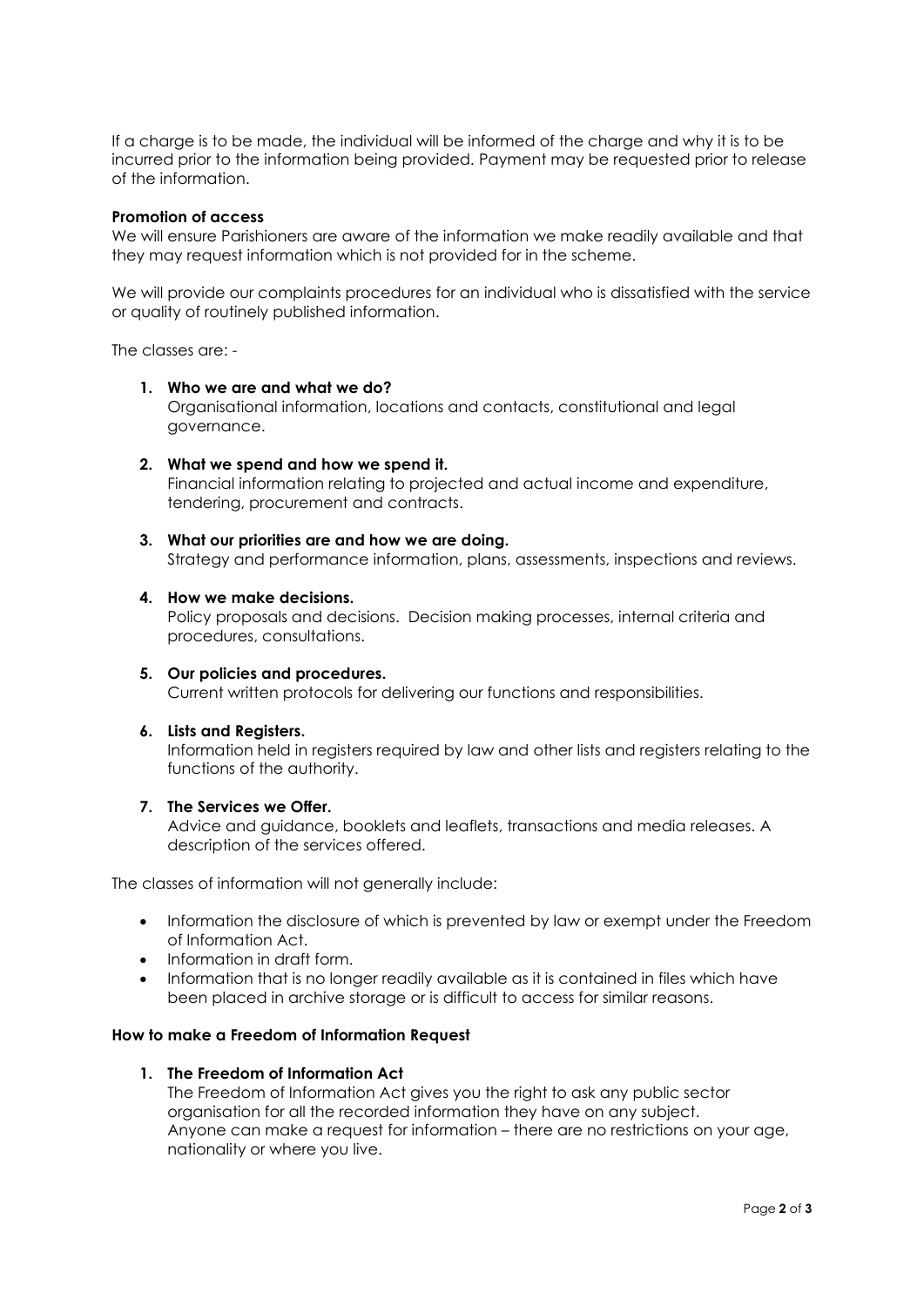If a charge is to be made, the individual will be informed of the charge and why it is to be incurred prior to the information being provided. Payment may be requested prior to release of the information.

**Promotion of access**

We will ensure Parishioners are aware of the information we make readily available and that they may request information which is not provided for in the scheme.

We will provide our complaints procedures for an individual who is dissatisfied with the service or quality of routinely published information.

The classes are: -

1. **Who we are and what we do?**
   Organisational information, locations and contacts, constitutional and legal governance.

2. **What we spend and how we spend it.**
   Financial information relating to projected and actual income and expenditure, tendering, procurement and contracts.

3. **What our priorities are and how we are doing.**
   Strategy and performance information, plans, assessments, inspections and reviews.

4. **How we make decisions.**
   Policy proposals and decisions. Decision making processes, internal criteria and procedures, consultations.

5. **Our policies and procedures.**
   Current written protocols for delivering our functions and responsibilities.

6. **Lists and Registers.**
   Information held in registers required by law and other lists and registers relating to the functions of the authority.

7. **The Services we Offer.**
   Advice and guidance, booklets and leaflets, transactions and media releases. A description of the services offered.

The classes of information will not generally include:

- Information the disclosure of which is prevented by law or exempt under the Freedom of Information Act.
- Information in draft form.
- Information that is no longer readily available as it is contained in files which have been placed in archive storage or is difficult to access for similar reasons.

**How to make a Freedom of Information Request**

1. **The Freedom of Information Act**
   The Freedom of Information Act gives you the right to ask any public sector organisation for all the recorded information they have on any subject.
   Anyone can make a request for information – there are no restrictions on your age, nationality or where you live.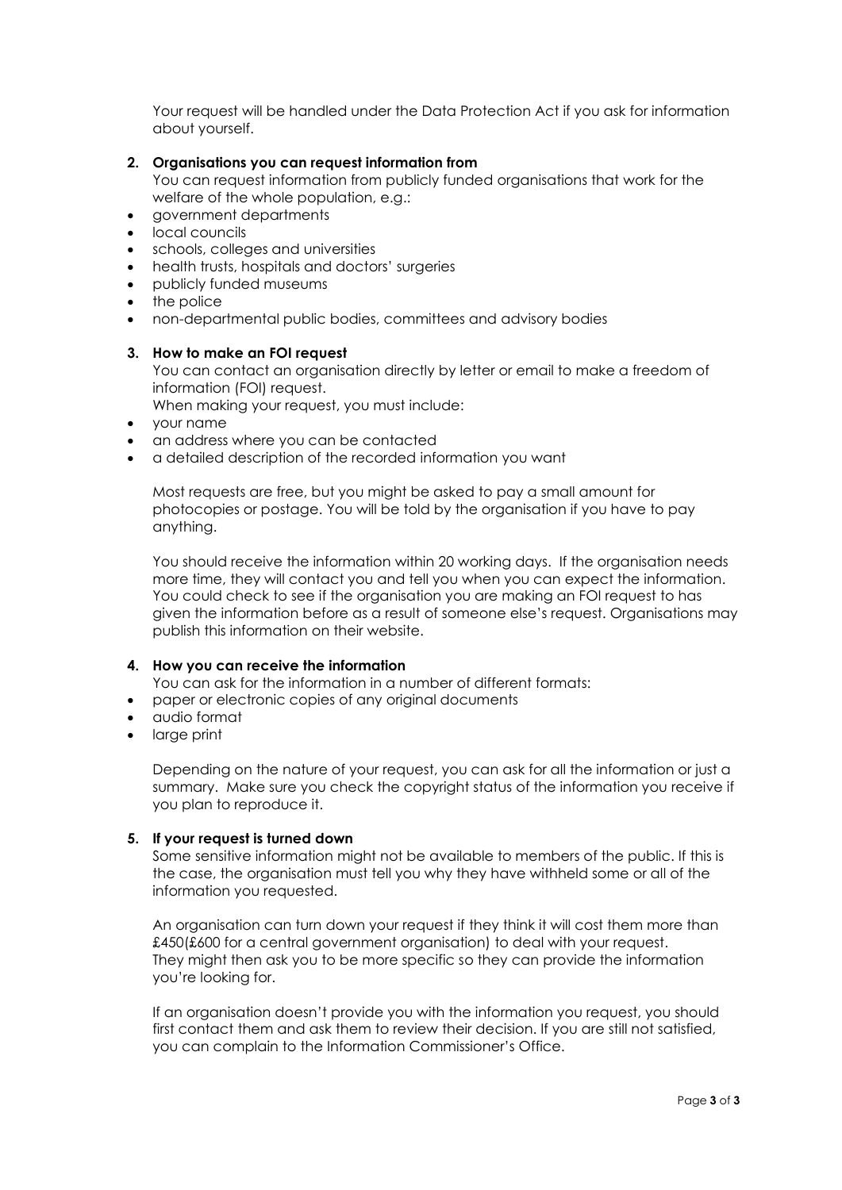Your request will be handled under the Data Protection Act if you ask for information about yourself.

**2. Organisations you can request information from**

You can request information from publicly funded organisations that work for the welfare of the whole population, e.g.:

- government departments
- local councils
- schools, colleges and universities
- health trusts, hospitals and doctors' surgeries
- publicly funded museums
- the police
- non-departmental public bodies, committees and advisory bodies

**3. How to make an FOI request**

You can contact an organisation directly by letter or email to make a freedom of information (FOI) request.

When making your request, you must include:

- your name
- an address where you can be contacted
- a detailed description of the recorded information you want

Most requests are free, but you might be asked to pay a small amount for photocopies or postage. You will be told by the organisation if you have to pay anything.

You should receive the information within 20 working days. If the organisation needs more time, they will contact you and tell you when you can expect the information. You could check to see if the organisation you are making an FOI request to has given the information before as a result of someone else's request. Organisations may publish this information on their website.

**4. How you can receive the information**

You can ask for the information in a number of different formats:

- paper or electronic copies of any original documents
- audio format
- large print

Depending on the nature of your request, you can ask for all the information or just a summary. Make sure you check the copyright status of the information you receive if you plan to reproduce it.

**5. If your request is turned down**

Some sensitive information might not be available to members of the public. If this is the case, the organisation must tell you why they have withheld some or all of the information you requested.

An organisation can turn down your request if they think it will cost them more than £450(£600 for a central government organisation) to deal with your request. They might then ask you to be more specific so they can provide the information you're looking for.

If an organisation doesn't provide you with the information you request, you should first contact them and ask them to review their decision. If you are still not satisfied, you can complain to the Information Commissioner's Office.